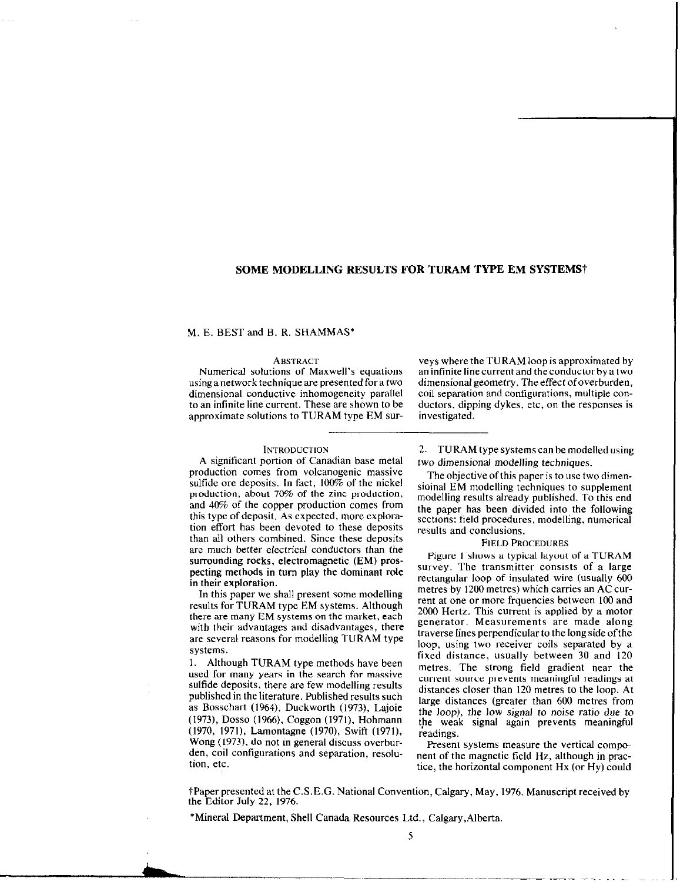# SOME MODELLING RESULTS FOR TURAM TYPE EM SYSTEMS†

M. E. BEST and B. R. SHAMMAS*

## ABSTRACT

Numerical solutions of Maxwell's equations using a network technique are presented for a two dimensional conductive inhomogeneity parallel to an infinite line current. These are shown to be approximate solutions to TURAM type EM surveys where the TURAM loop is approximated by an infinite line current and the conductor by a two dimensional geometry. The effect of overburden, coil separation and configurations, multiple conductors, dipping dykes, etc, on the responses is investigated.

## INTRODUCTION

A significant portion of Canadian base metal production comes from volcanogenic massive sulfide ore deposits. In fact, 100% of the nickel production, about 70% of the zinc production, and 40% of the copper production comes from this type of deposit. As expected, more exploration effort has been devoted to these deposits than all others combined. Since these deposits are much better electrical conductors than the surrounding rocks, electromagnetic (EM) prospecting methods in turn play the dominant role in their exploration.

In this paper we shall present some modelling results for TURAM type EM systems. Although there are many EM systems on the market, each with their advantages and disadvantages, there are several reasons for modelling TURAM type systems.

1. Although TURAM type methods have been used for many years in the search for massive sulfide deposits, there are few modelling results published in the literature. Published results such as Bosschart (1964), Duckworth (1973), Lajoie (1973), Dosso (1966), Coggon (1971), Hohmann (1970, 1971), Lamontagne (1970), Swift (1971), Wong (1973), do not in general discuss overburden, coil configurations and separation, resolution, etc.

2. TURAM type systems can be modelled using *two dimensional modelling techniques.*

The objective of this paper is to use two dimensioinal EM modelling techniques to supplement modelling results already published. To this end the paper has been divided into the following sections: field procedures, modelling, numerical results and conclusions.

## FIELD PROCEDURES

Figure 1 shows a typical layout of a TURAM survey. The transmitter consists of a large rectangular loop of insulated wire (usually 600 metres by 1200 metres) which carries an AC current at one or more frquencies between 100 and 2000 Hertz. This current is applied by a motor generator. Measurements are made along traverse lines perpendicular to the long side of the loop, using two receiver coils separated by a fixed distance, usually between 30 and 120 metres. The strong field gradient near the current source prevents meaningful readings at distances closer than 120 metres to the loop. At large distances (greater than 600 metres from the loop), the low signal to noise ratio due to the weak signal again prevents meaningful readings.

Present systems measure the vertical component of the magnetic field Hz, although in practice, the horizontal component Hx (or Hy) could

†Paper presented at the C.S.E.G. National Convention, Calgary, May, 1976. Manuscript received by the Editor July 22, 1976.

*Mineral Department, Shell Canada Resources Ltd., Calgary, Alberta.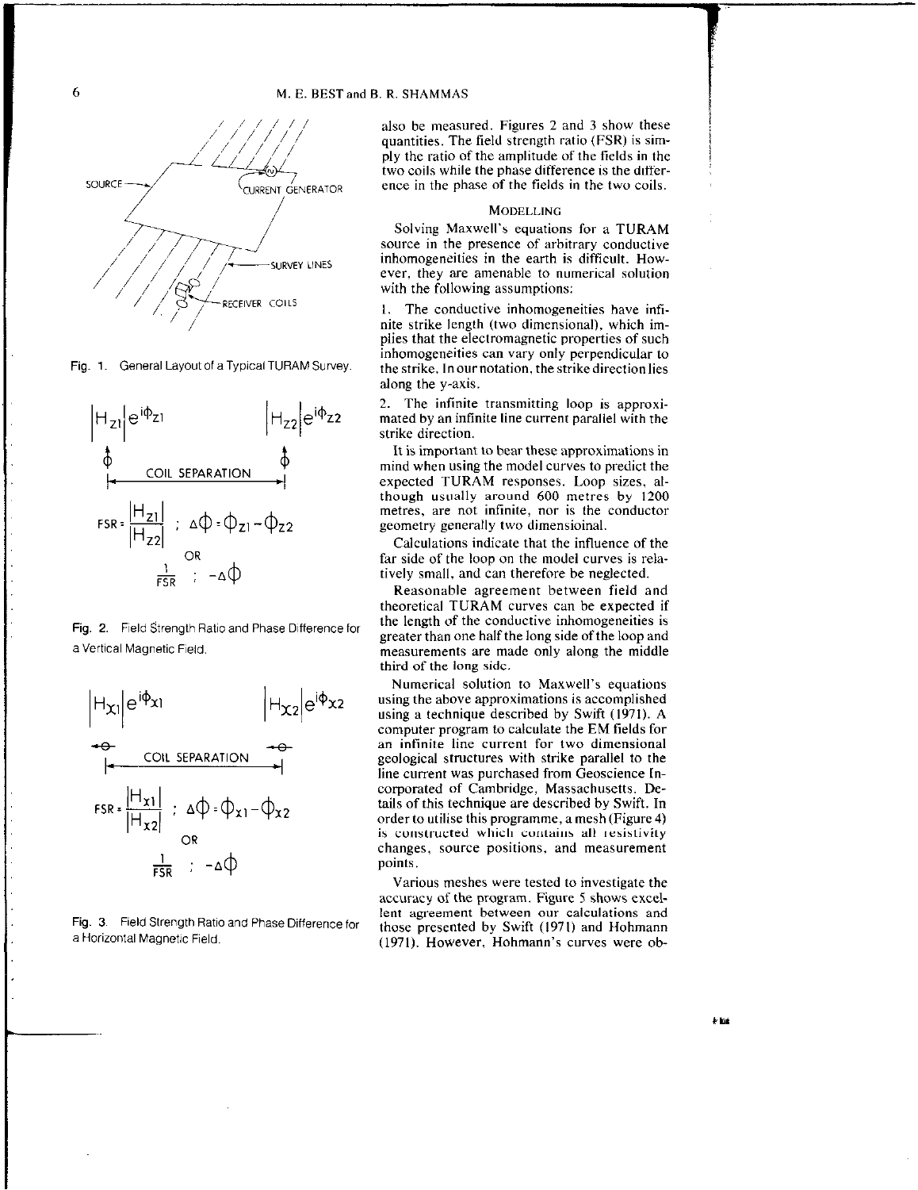Fig. 1. General Layout of a Typical TURAM Survey.

$$|H_{z1}|e^{i\phi_{z1}} \qquad |H_{z2}|e^{i\phi_{z2}}$$

COIL SEPARATION

$$FSR = \frac{|H_{z1}|}{|H_{z2}|} \; ; \; \Delta\phi = \phi_{z1} - \phi_{z2}$$

OR

$$\frac{1}{FSR} \; ; \; -\Delta\phi$$

Fig. 2. Field Strength Ratio and Phase Difference for a Vertical Magnetic Field.

$$|H_{x1}|e^{i\phi_{x1}} \qquad |H_{x2}|e^{i\phi_{x2}}$$

COIL SEPARATION

$$FSR = \frac{|H_{x1}|}{|H_{x2}|} \; ; \; \Delta\phi = \phi_{x1} - \phi_{x2}$$

OR

$$\frac{1}{FSR} \; ; \; -\Delta\phi$$

Fig. 3. Field Strength Ratio and Phase Difference for a Horizontal Magnetic Field.

also be measured. Figures 2 and 3 show these quantities. The field strength ratio (FSR) is simply the ratio of the amplitude of the fields in the two coils while the phase difference is the difference in the phase of the fields in the two coils.

## MODELLING

Solving Maxwell's equations for a TURAM source in the presence of arbitrary conductive inhomogeneities in the earth is difficult. However, they are amenable to numerical solution with the following assumptions:

1. The conductive inhomogeneities have infinite strike length (two dimensional), which implies that the electromagnetic properties of such inhomogeneities can vary only perpendicular to the strike. In our notation, the strike direction lies along the y-axis.

2. The infinite transmitting loop is approximated by an infinite line current parallel with the strike direction.

It is important to bear these approximations in mind when using the model curves to predict the expected TURAM responses. Loop sizes, although usually around 600 metres by 1200 metres, are not infinite, nor is the conductor geometry generally two dimensioinal.

Calculations indicate that the influence of the far side of the loop on the model curves is relatively small, and can therefore be neglected.

Reasonable agreement between field and theoretical TURAM curves can be expected if the length of the conductive inhomogeneities is greater than one half the long side of the loop and measurements are made only along the middle third of the long side.

Numerical solution to Maxwell's equations using the above approximations is accomplished using a technique described by Swift (1971). A computer program to calculate the EM fields for an infinite line current for two dimensional geological structures with strike parallel to the line current was purchased from Geoscience Incorporated of Cambridge, Massachusetts. Details of this technique are described by Swift. In order to utilise this programme, a mesh (Figure 4) is constructed which contains all resistivity changes, source positions, and measurement points.

Various meshes were tested to investigate the accuracy of the program. Figure 5 shows excellent agreement between our calculations and those presented by Swift (1971) and Hohmann (1971). However, Hohmann's curves were ob-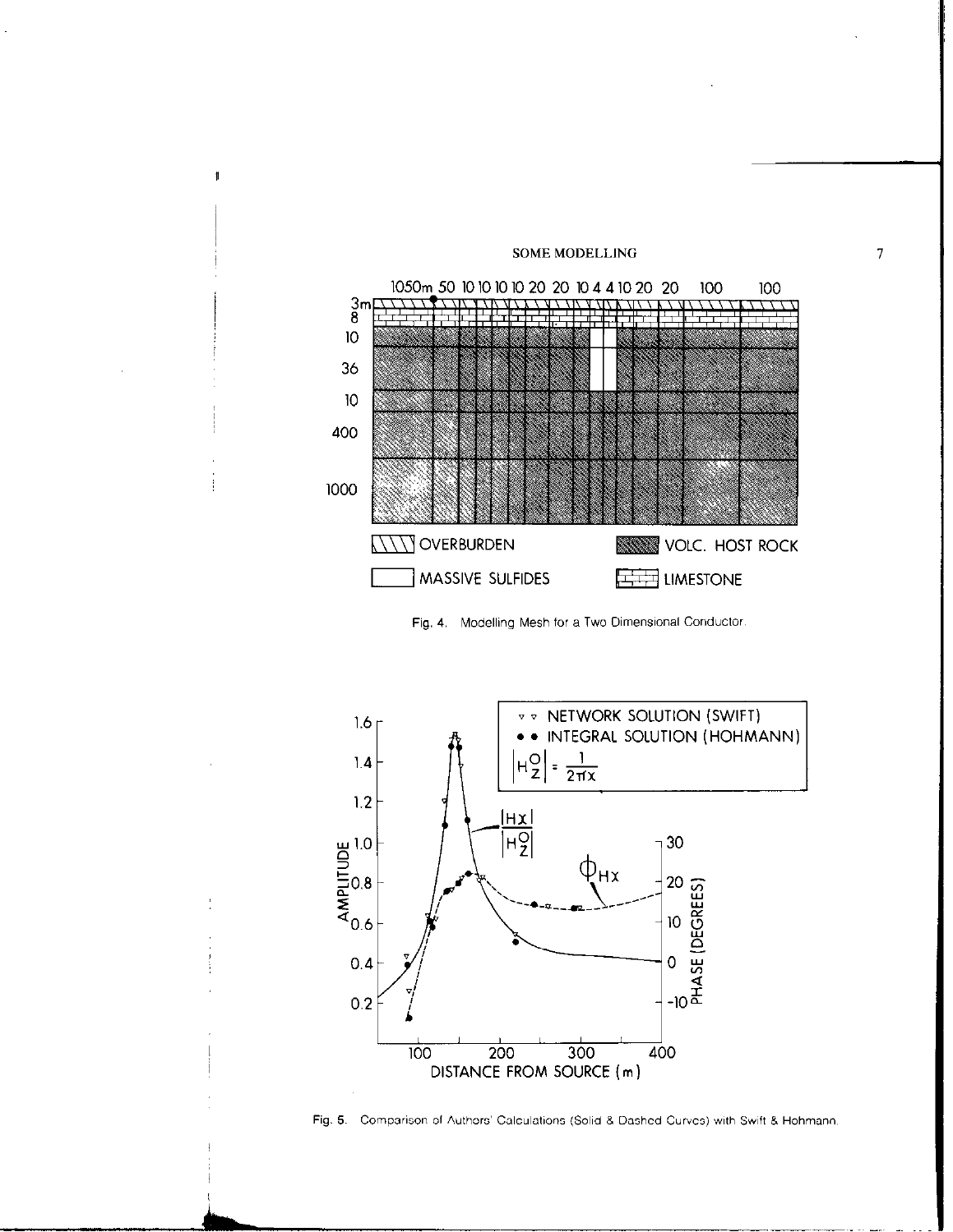Fig. 4. Modelling Mesh for a Two Dimensional Conductor.

Fig. 5. Comparison of Authors' Calculations (Solid & Dashed Curves) with Swift & Hohmann.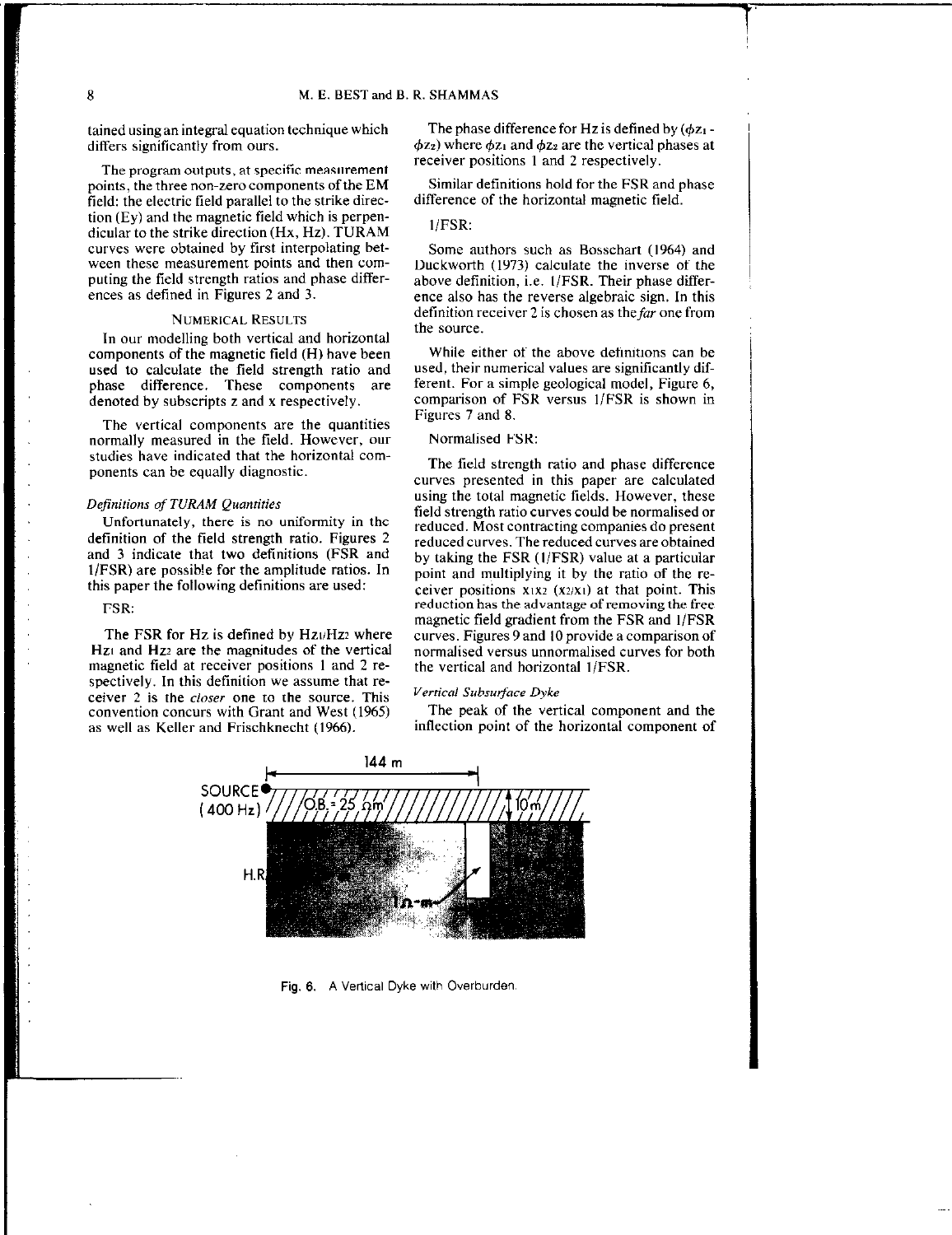tained using an integral equation technique which differs significantly from ours.

The program outputs, at specific measurement points, the three non-zero components of the EM field: the electric field parallel to the strike direction (Ey) and the magnetic field which is perpendicular to the strike direction (Hx, Hz). TURAM curves were obtained by first interpolating between these measurement points and then computing the field strength ratios and phase differences as defined in Figures 2 and 3.

## NUMERICAL RESULTS

In our modelling both vertical and horizontal components of the magnetic field (H) have been used to calculate the field strength ratio and phase difference. These components are denoted by subscripts z and x respectively.

The vertical components are the quantities normally measured in the field. However, our studies have indicated that the horizontal components can be equally diagnostic.

### *Definitions of TURAM Quantities*

Unfortunately, there is no uniformity in the definition of the field strength ratio. Figures 2 and 3 indicate that two definitions (FSR and 1/FSR) are possible for the amplitude ratios. In this paper the following definitions are used:

FSR:

The FSR for Hz is defined by $Hz_1/Hz_2$ where $Hz_1$ and $Hz_2$ are the magnitudes of the vertical magnetic field at receiver positions 1 and 2 respectively. In this definition we assume that receiver 2 is the *closer* one to the source. This convention concurs with Grant and West (1965) as well as Keller and Frischknecht (1966).

The phase difference for Hz is defined by ($\phi z_1 - \phi z_2$) where $\phi z_1$ and $\phi z_2$ are the vertical phases at receiver positions 1 and 2 respectively.

Similar definitions hold for the FSR and phase difference of the horizontal magnetic field.

1/FSR:

Some authors such as Bosschart (1964) and Duckworth (1973) calculate the inverse of the above definition, i.e. 1/FSR. Their phase difference also has the reverse algebraic sign. In this definition receiver 2 is chosen as the *far* one from the source.

While either of the above definitions can be used, their numerical values are significantly different. For a simple geological model, Figure 6, comparison of FSR versus 1/FSR is shown in Figures 7 and 8.

Normalised FSR:

The field strength ratio and phase difference curves presented in this paper are calculated using the total magnetic fields. However, these field strength ratio curves could be normalised or reduced. Most contracting companies do present reduced curves. The reduced curves are obtained by taking the FSR (1/FSR) value at a particular point and multiplying it by the ratio of the receiver positions $x_1x_2$ ($x_2/x_1$) at that point. This reduction has the advantage of removing the free magnetic field gradient from the FSR and 1/FSR curves. Figures 9 and 10 provide a comparison of normalised versus unnormalised curves for both the vertical and horizontal 1/FSR.

### *Vertical Subsurface Dyke*

The peak of the vertical component and the inflection point of the horizontal component of

Fig. 6. A Vertical Dyke with Overburden.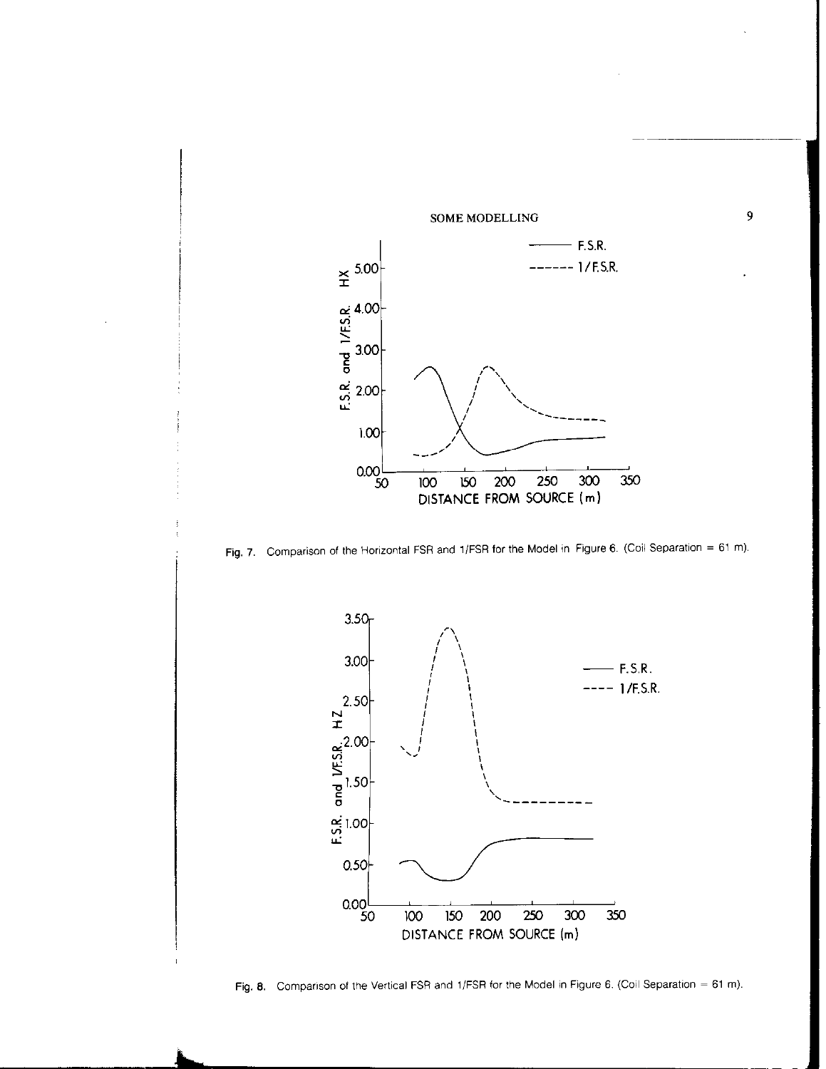Fig. 7. Comparison of the Horizontal FSR and 1/FSR for the Model in Figure 6. (Coil Separation = 61 m).

Fig. 8. Comparison of the Vertical FSR and 1/FSR for the Model in Figure 6. (Coil Separation = 61 m).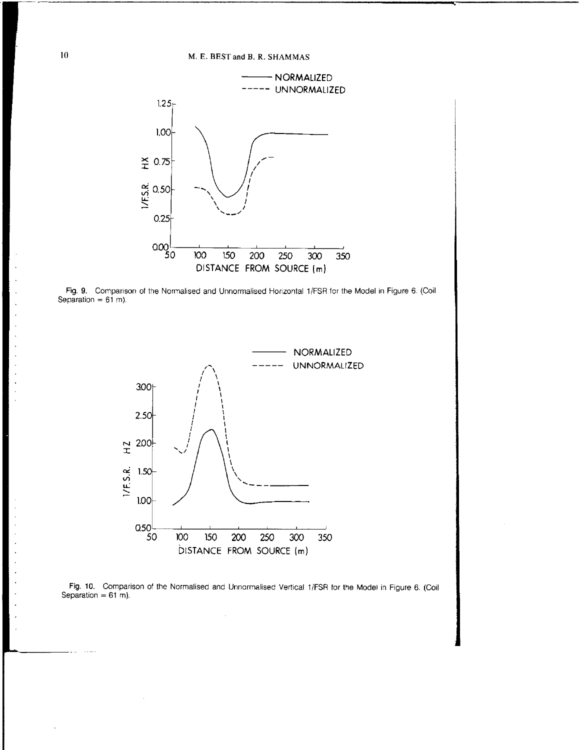Fig. 9. Comparison of the Normalised and Unnormalised Horizontal 1/FSR for the Model in Figure 6. (Coil Separation = 61 m).

Fig. 10. Comparison of the Normalised and Unnormalised Vertical 1/FSR for the Model in Figure 6. (Coil Separation = 61 m).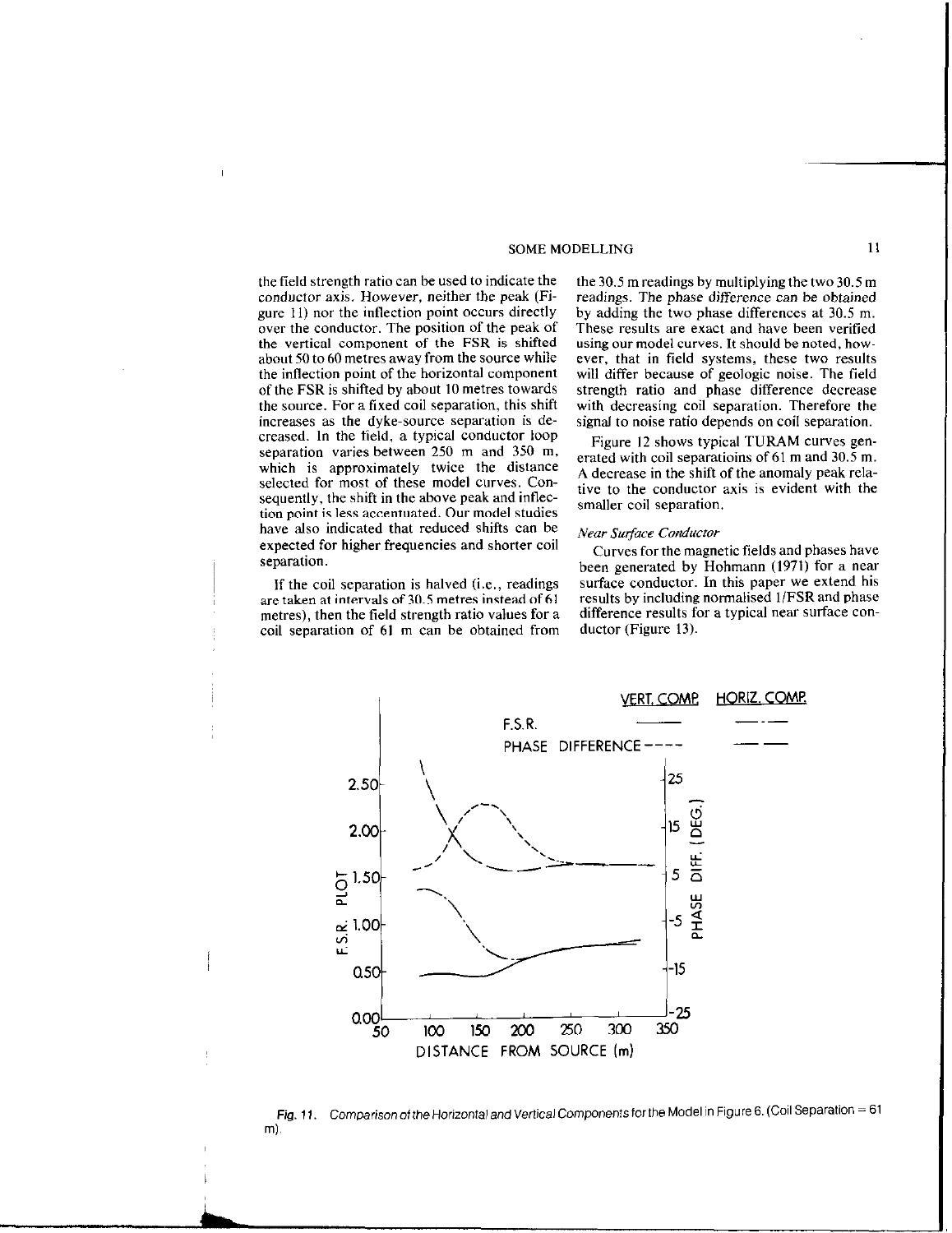the field strength ratio can be used to indicate the conductor axis. However, neither the peak (Figure 11) nor the inflection point occurs directly over the conductor. The position of the peak of the vertical component of the FSR is shifted about 50 to 60 metres away from the source while the inflection point of the horizontal component of the FSR is shifted by about 10 metres towards the source. For a fixed coil separation, this shift increases as the dyke-source separation is decreased. In the field, a typical conductor loop separation varies between 250 m and 350 m, which is approximately twice the distance selected for most of these model curves. Consequently, the shift in the above peak and inflection point is less accentuated. Our model studies have also indicated that reduced shifts can be expected for higher frequencies and shorter coil separation.

If the coil separation is halved (i.e., readings are taken at intervals of 30.5 metres instead of 61 metres), then the field strength ratio values for a coil separation of 61 m can be obtained from the 30.5 m readings by multiplying the two 30.5 m readings. The phase difference can be obtained by adding the two phase differences at 30.5 m. These results are exact and have been verified using our model curves. It should be noted, however, that in field systems, these two results will differ because of geologic noise. The field strength ratio and phase difference decrease with decreasing coil separation. Therefore the signal to noise ratio depends on coil separation.

Figure 12 shows typical TURAM curves generated with coil separatioins of 61 m and 30.5 m. A decrease in the shift of the anomaly peak relative to the conductor axis is evident with the smaller coil separation.

### *Near Surface Conductor*

Curves for the magnetic fields and phases have been generated by Hohmann (1971) for a near surface conductor. In this paper we extend his results by including normalised 1/FSR and phase difference results for a typical near surface conductor (Figure 13).

*Fig. 11. Comparison of the Horizontal and Vertical Components for the Model in Figure 6. (Coil Separation = 61 m).*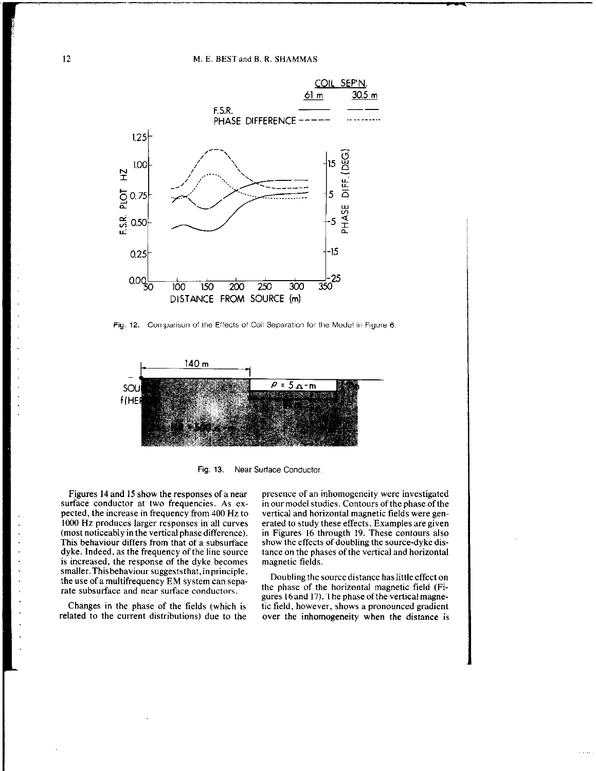Fig. 12. Comparison of the Effects of Coil Separation for the Model in Figure 6.

Fig. 13. Near Surface Conductor.

Figures 14 and 15 show the responses of a near surface conductor at two frequencies. As expected, the increase in frequency from 400 Hz to 1000 Hz produces larger responses in all curves (most noticeably in the vertical phase difference). This behaviour differs from that of a subsurface dyke. Indeed, as the frequency of the line source is increased, the response of the dyke becomes smaller. This behaviour suggests that, in principle, the use of a multifrequency EM system can separate subsurface and near surface conductors.

Changes in the phase of the fields (which is related to the current distributions) due to the presence of an inhomogeneity were investigated in our model studies. Contours of the phase of the vertical and horizontal magnetic fields were generated to study these effects. Examples are given in Figures 16 throught 19. These contours also show the effects of doubling the source-dyke distance on the phases of the vertical and horizontal magnetic fields.

Doubling the source distance has little effect on the phase of the horizontal magnetic field (Figures 16 and 17). The phase of the vertical magnetic field, however, shows a pronounced gradient over the inhomogeneity when the distance is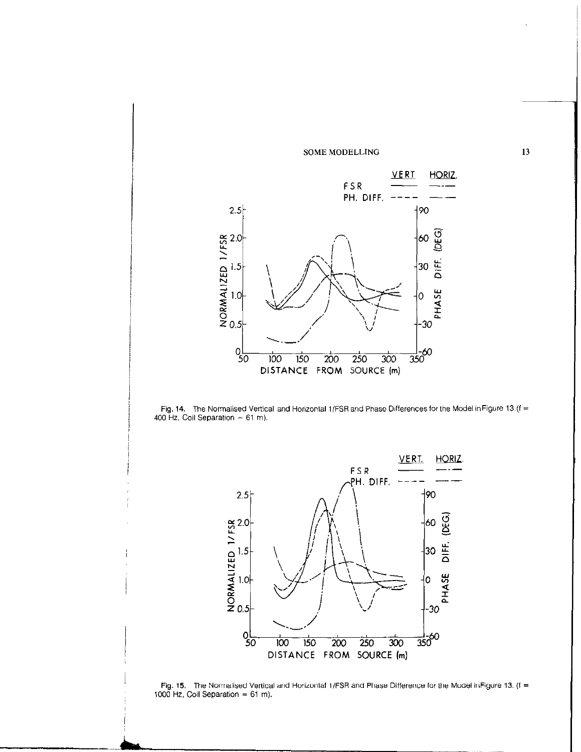Fig. 14. The Normalised Vertical and Horizontal 1/FSR and Phase Differences for the Model in Figure 13. (f = 400 Hz, Coil Separation = 61 m).

Fig. 15. The Normalised Vertical and Horizontal 1/FSR and Phase Difference for the Model in Figure 13. (f = 1000 Hz, Coil Separation = 61 m).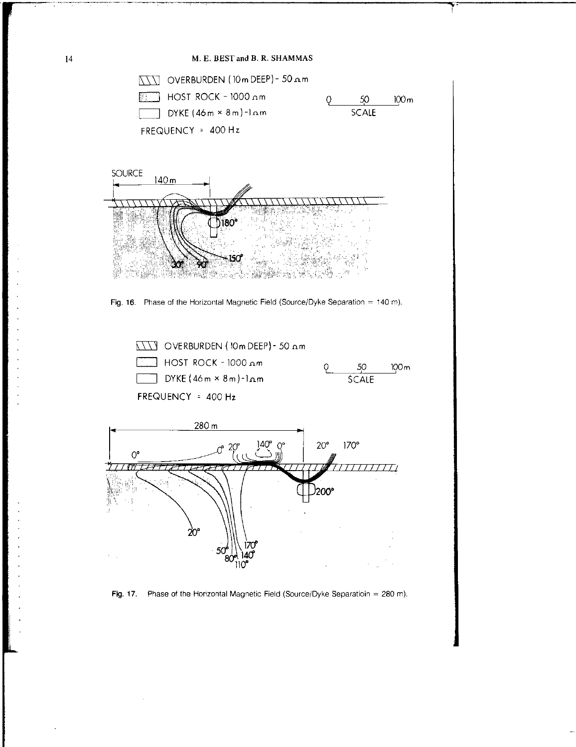Fig. 16. Phase of the Horizontal Magnetic Field (Source/Dyke Separation = 140 m).

Fig. 17. Phase of the Horizontal Magnetic Field (Source/Dyke Separatioin = 280 m).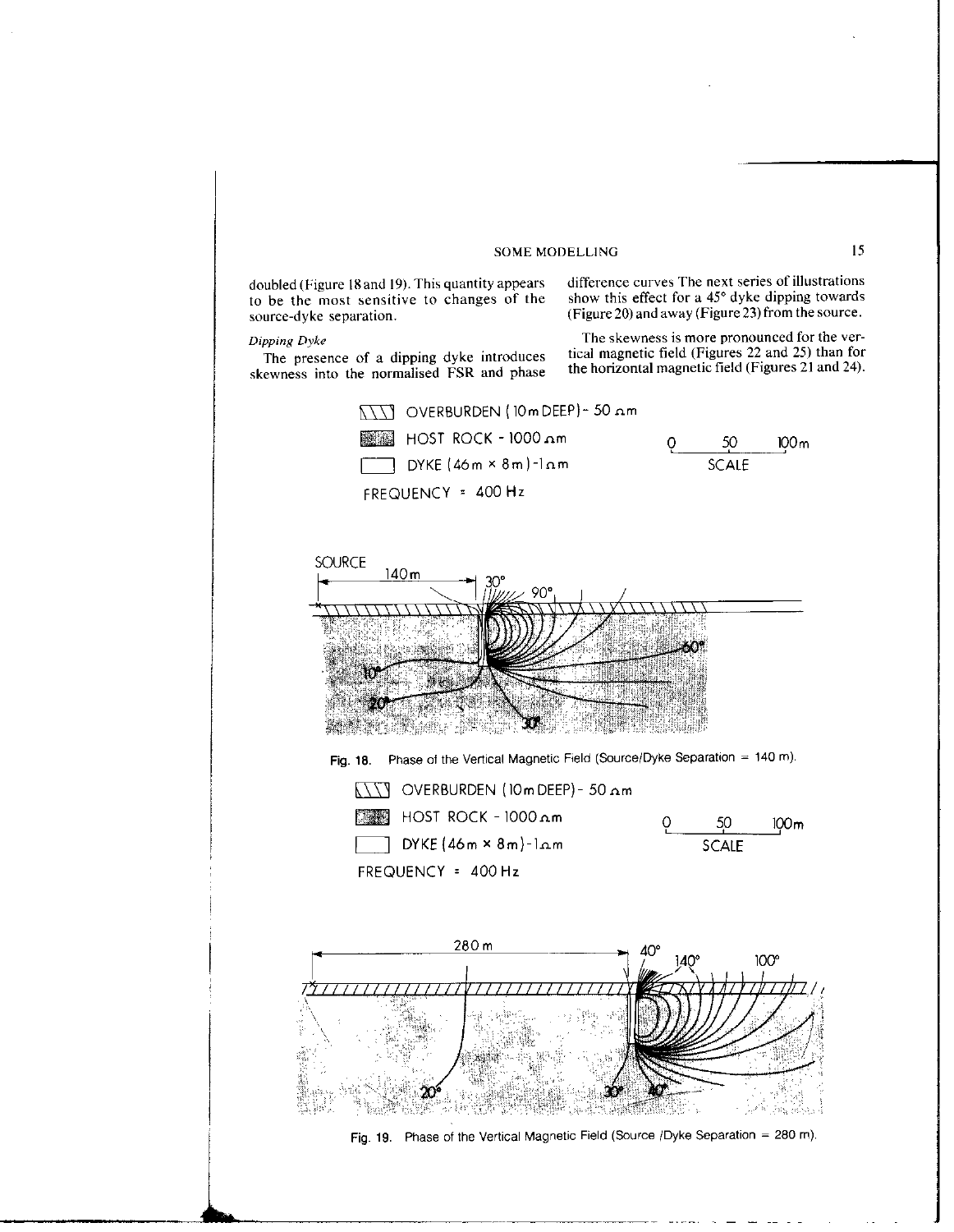doubled (Figure 18 and 19). This quantity appears to be the most sensitive to changes of the source-dyke separation.

*Dipping Dyke*

The presence of a dipping dyke introduces skewness into the normalised FSR and phase difference curves The next series of illustrations show this effect for a 45° dyke dipping towards (Figure 20) and away (Figure 23) from the source.

The skewness is more pronounced for the vertical magnetic field (Figures 22 and 25) than for the horizontal magnetic field (Figures 21 and 24).

OVERBURDEN (10m DEEP) - 50 Ωm
HOST ROCK - 1000 Ωm
DYKE (46m × 8m) - 1Ωm
FREQUENCY = 400 Hz

Fig. 18. Phase of the Vertical Magnetic Field (Source/Dyke Separation = 140 m).

OVERBURDEN (10m DEEP) - 50 Ωm
HOST ROCK - 1000 Ωm
DYKE (46m × 8m) - 1Ωm
FREQUENCY = 400 Hz

Fig. 19. Phase of the Vertical Magnetic Field (Source /Dyke Separation = 280 m).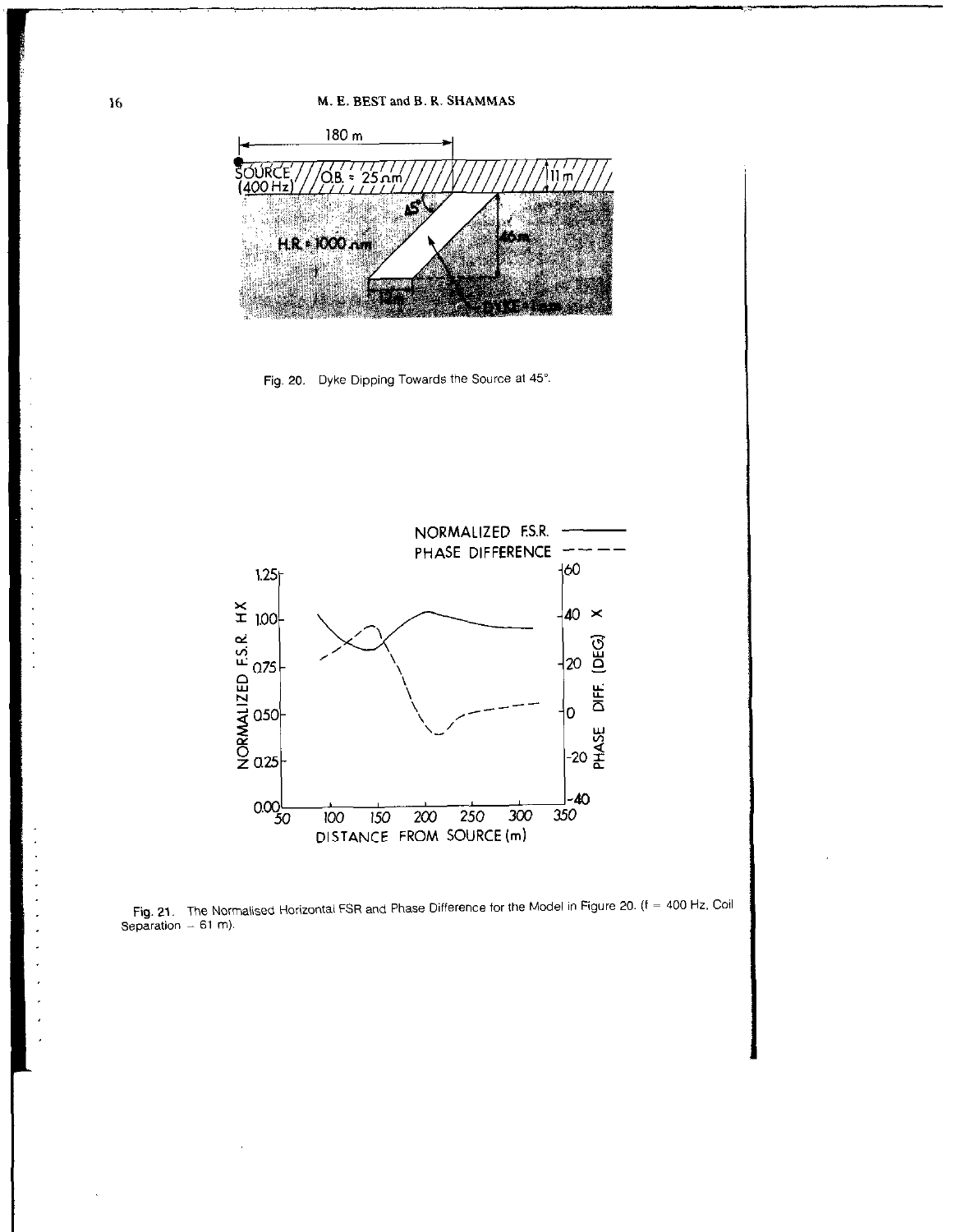Fig. 20. Dyke Dipping Towards the Source at 45°.

Fig. 21. The Normalised Horizontal FSR and Phase Difference for the Model in Figure 20. (f = 400 Hz, Coil Separation = 61 m).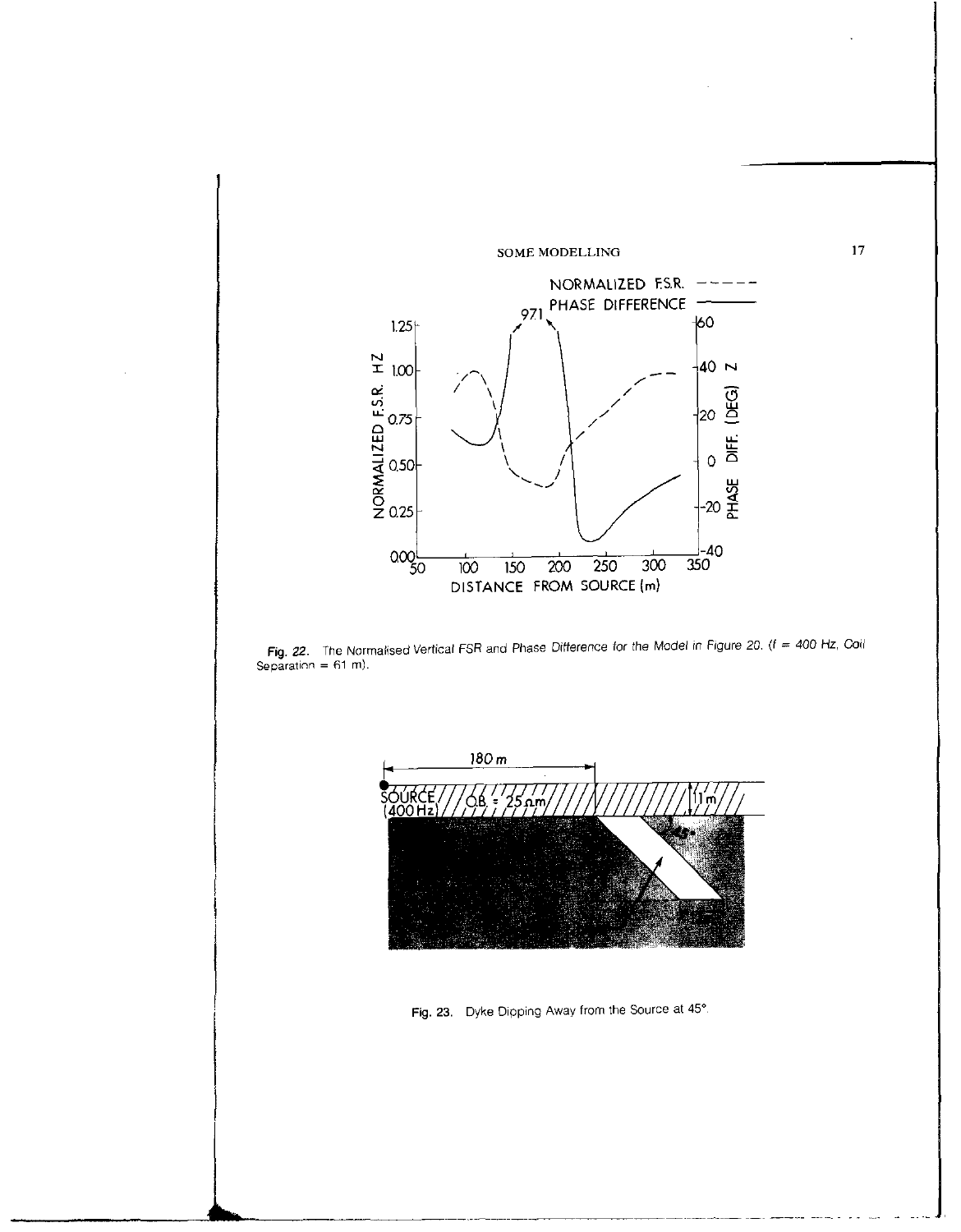Fig. 22. The Normalised Vertical FSR and Phase Difference for the Model in Figure 20. (f = 400 Hz, Coil Separation = 61 m).

Fig. 23. Dyke Dipping Away from the Source at 45°.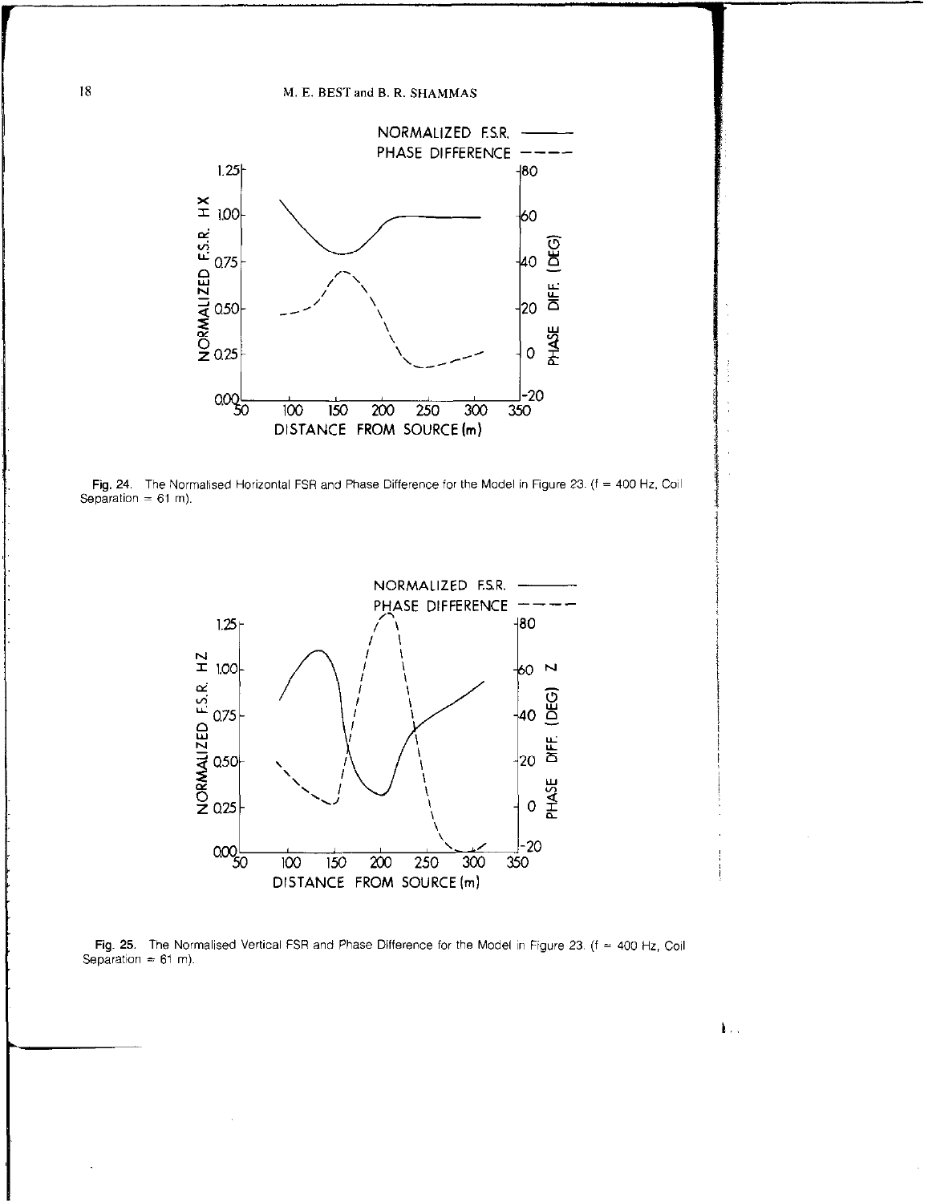Fig. 24. The Normalised Horizontal FSR and Phase Difference for the Model in Figure 23. (f = 400 Hz, Coil Separation = 61 m).

Fig. 25. The Normalised Vertical FSR and Phase Difference for the Model in Figure 23. (f = 400 Hz, Coil Separation = 61 m).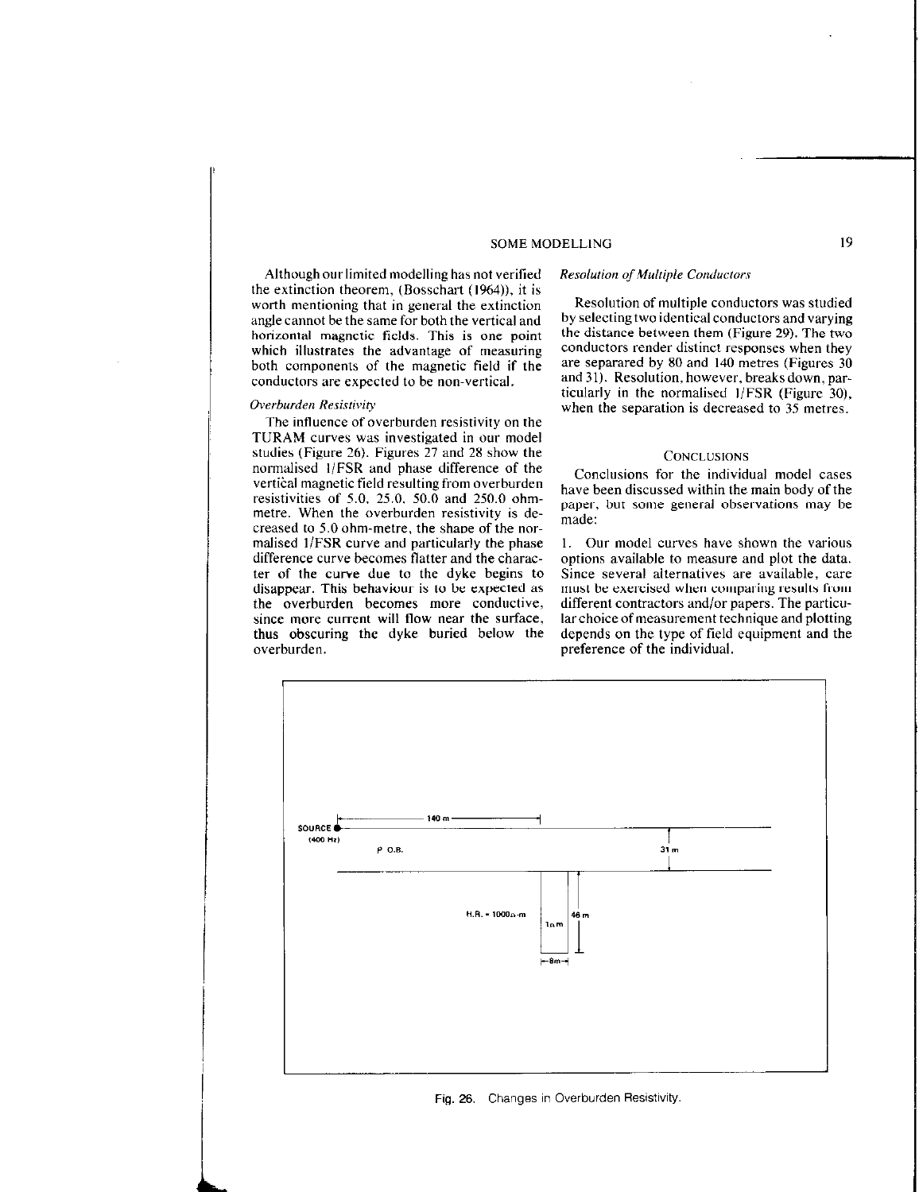Although our limited modelling has not verified the extinction theorem, (Bosschart (1964)), it is worth mentioning that in general the extinction angle cannot be the same for both the vertical and horizontal magnetic fields. This is one point which illustrates the advantage of measuring both components of the magnetic field if the conductors are expected to be non-vertical.

*Overburden Resistivity*

The influence of overburden resistivity on the TURAM curves was investigated in our model studies (Figure 26). Figures 27 and 28 show the normalised 1/FSR and phase difference of the vertical magnetic field resulting from overburden resistivities of 5.0, 25.0, 50.0 and 250.0 ohm-metre. When the overburden resistivity is decreased to 5.0 ohm-metre, the shape of the normalised 1/FSR curve and particularly the phase difference curve becomes flatter and the character of the curve due to the dyke begins to disappear. This behaviour is to be expected as the overburden becomes more conductive, since more current will flow near the surface, thus obscuring the dyke buried below the overburden.

*Resolution of Multiple Conductors*

Resolution of multiple conductors was studied by selecting two identical conductors and varying the distance between them (Figure 29). The two conductors render distinct responses when they are separared by 80 and 140 metres (Figures 30 and 31). Resolution, however, breaks down, particularly in the normalised 1/FSR (Figure 30), when the separation is decreased to 35 metres.

## Conclusions

Conclusions for the individual model cases have been discussed within the main body of the paper, but some general observations may be made:

1. Our model curves have shown the various options available to measure and plot the data. Since several alternatives are available, care must be exercised when comparing results from different contractors and/or papers. The particular choice of measurement technique and plotting depends on the type of field equipment and the preference of the individual.

Fig. 26. Changes in Overburden Resistivity.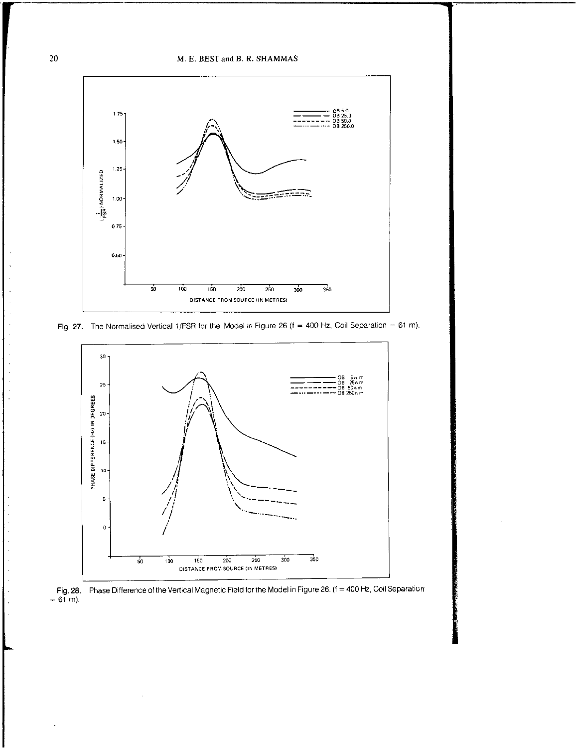Fig. 27. The Normalised Vertical 1/FSR for the Model in Figure 26 (f = 400 Hz, Coil Separation = 61 m).

Fig. 28. Phase Difference of the Vertical Magnetic Field for the Model in Figure 26. (f = 400 Hz, Coil Separation = 61 m).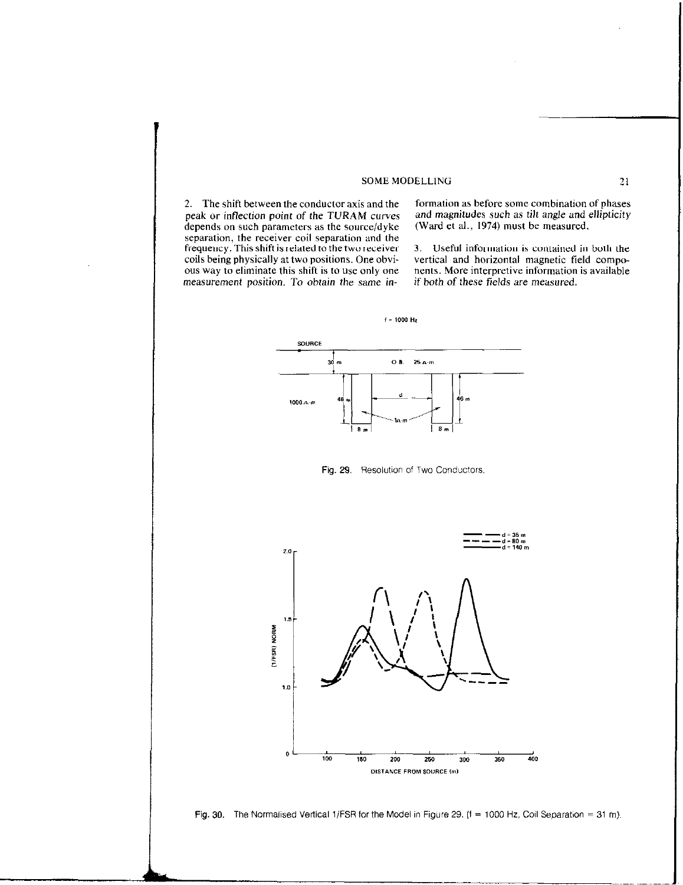2. The shift between the conductor axis and the peak or inflection point of the TURAM curves depends on such parameters as the source/dyke separation, the receiver coil separation and the frequency. This shift is related to the two receiver coils being physically at two positions. One obvious way to eliminate this shift is to use only one measurement position. To obtain the same information as before some combination of phases and magnitudes such as tilt angle and ellipticity (Ward et al., 1974) must be measured.

3. Useful information is contained in both the vertical and horizontal magnetic field components. More interpretive information is available if both of these fields are measured.

Fig. 29. Resolution of Two Conductors.

Fig. 30. The Normalised Vertical 1/FSR for the Model in Figure 29. (f = 1000 Hz, Coil Separation = 31 m).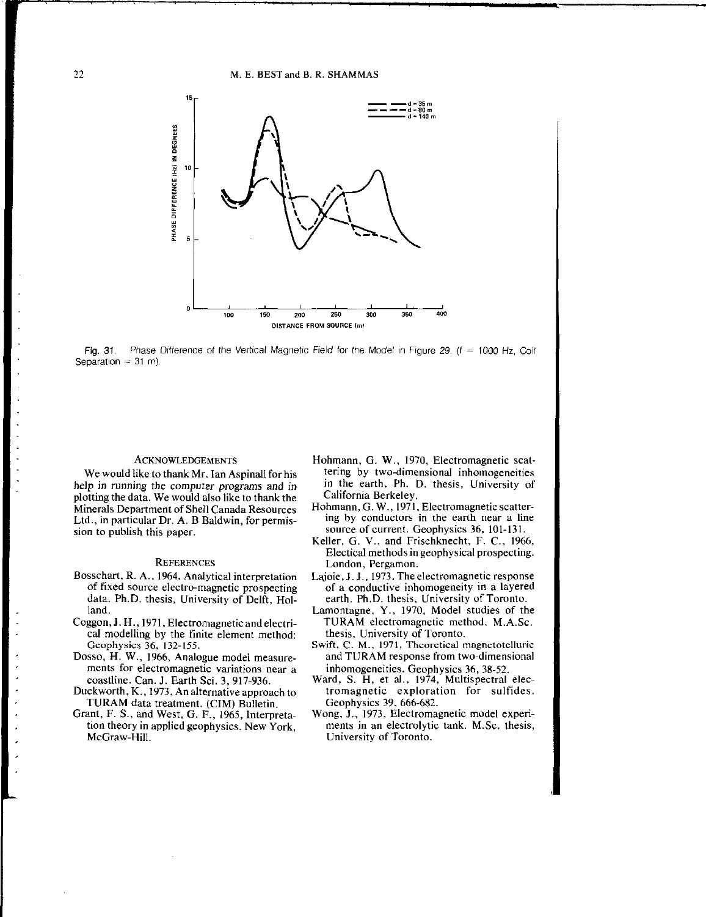15

10

5

0

100 150 200 250 300 350 400

PHASE DIFFERENCE (Hz) IN DEGREES

DISTANCE FROM SOURCE (m)

d = 35 m
d = 80 m
d = 140 m

Fig. 31. Phase Difference of the Vertical Magnetic Field for the Model in Figure 29. (f = 1000 Hz, Coil Separation = 31 m).

## ACKNOWLEDGEMENTS

We would like to thank Mr. Ian Aspinall for his help in running the computer programs and in plotting the data. We would also like to thank the Minerals Department of Shell Canada Resources Ltd., in particular Dr. A. B Baldwin, for permission to publish this paper.

## REFERENCES

Bosschart, R. A., 1964, Analytical interpretation of fixed source electro-magnetic prospecting data. Ph.D. thesis, University of Delft, Holland.

Coggon, J. H., 1971, Electromagnetic and electrical modelling by the finite element method: Geophysics 36, 132-155.

Dosso, H. W., 1966, Analogue model measurements for electromagnetic variations near a coastline. Can. J. Earth Sci. 3, 917-936.

Duckworth, K., 1973, An alternative approach to TURAM data treatment. (CIM) Bulletin.

Grant, F. S., and West, G. F., 1965, Interpretation theory in applied geophysics. New York, McGraw-Hill.

Hohmann, G. W., 1970, Electromagnetic scattering by two-dimensional inhomogeneities in the earth. Ph. D. thesis, University of California Berkeley.

Hohmann, G. W., 1971, Electromagnetic scattering by conductors in the earth near a line source of current. Geophysics 36, 101-131.

Keller, G. V., and Frischknecht, F. C., 1966, Electical methods in geophysical prospecting. London, Pergamon.

Lajoie, J. J., 1973, The electromagnetic response of a conductive inhomogeneity in a layered earth. Ph.D. thesis, University of Toronto.

Lamontagne, Y., 1970, Model studies of the TURAM electromagnetic method. M.A.Sc. thesis, University of Toronto.

Swift, C. M., 1971, Theoretical magnetotelluric and TURAM response from two-dimensional inhomogeneities. Geophysics 36, 38-52.

Ward, S. H, et al., 1974, Multispectral electromagnetic exploration for sulfides. Geophysics 39, 666-682.

Wong, J., 1973, Electromagnetic model experiments in an electrolytic tank. M.Sc. thesis, University of Toronto.